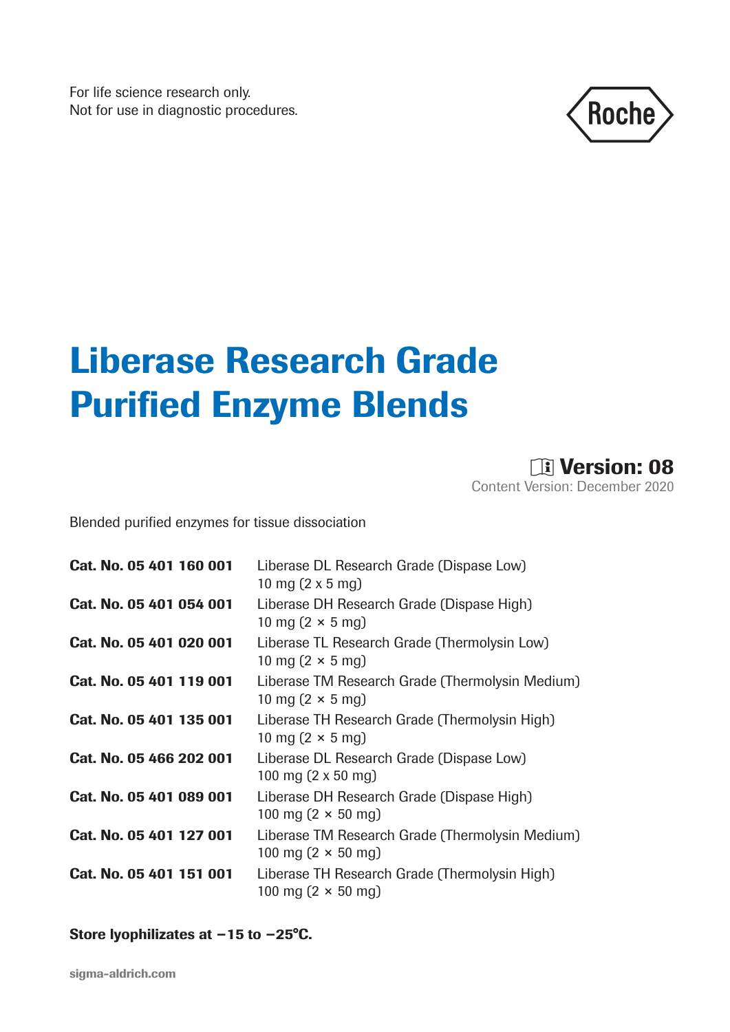For life science research only.
Not for use in diagnostic procedures.

Roche

# Liberase Research Grade Purified Enzyme Blends

**Version: 08**
Content Version: December 2020

Blended purified enzymes for tissue dissociation

| | |
|---|---|
| **Cat. No. 05 401 160 001** | Liberase DL Research Grade (Dispase Low)<br>10 mg (2 x 5 mg) |
| **Cat. No. 05 401 054 001** | Liberase DH Research Grade (Dispase High)<br>10 mg (2 × 5 mg) |
| **Cat. No. 05 401 020 001** | Liberase TL Research Grade (Thermolysin Low)<br>10 mg (2 × 5 mg) |
| **Cat. No. 05 401 119 001** | Liberase TM Research Grade (Thermolysin Medium)<br>10 mg (2 × 5 mg) |
| **Cat. No. 05 401 135 001** | Liberase TH Research Grade (Thermolysin High)<br>10 mg (2 × 5 mg) |
| **Cat. No. 05 466 202 001** | Liberase DL Research Grade (Dispase Low)<br>100 mg (2 x 50 mg) |
| **Cat. No. 05 401 089 001** | Liberase DH Research Grade (Dispase High)<br>100 mg (2 × 50 mg) |
| **Cat. No. 05 401 127 001** | Liberase TM Research Grade (Thermolysin Medium)<br>100 mg (2 × 50 mg) |
| **Cat. No. 05 401 151 001** | Liberase TH Research Grade (Thermolysin High)<br>100 mg (2 × 50 mg) |

**Store lyophilizates at −15 to −25°C.**

sigma-aldrich.com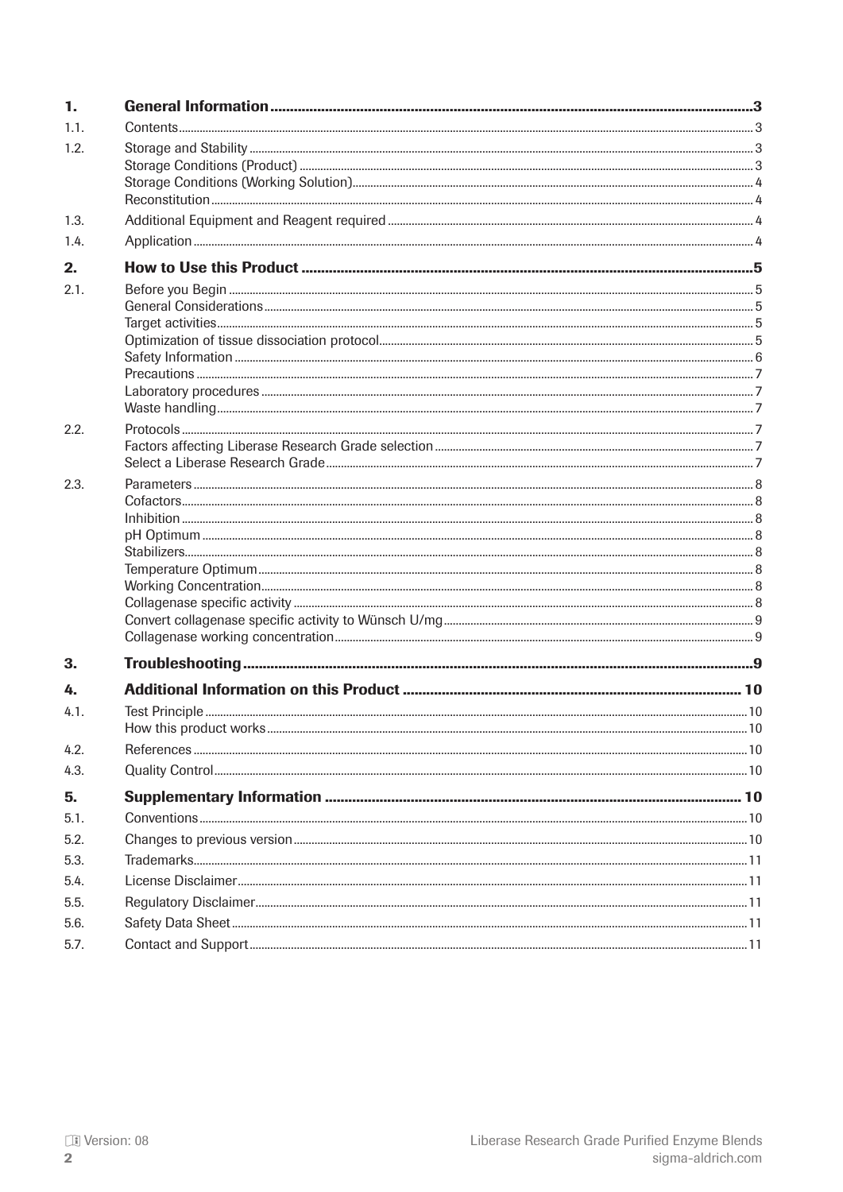| | | |
|---|---|---|
| **1.** | **General Information** | **3** |
| 1.1. | Contents | 3 |
| 1.2. | Storage and Stability | 3 |
| | Storage Conditions (Product) | 3 |
| | Storage Conditions (Working Solution) | 4 |
| | Reconstitution | 4 |
| 1.3. | Additional Equipment and Reagent required | 4 |
| 1.4. | Application | 4 |
| **2.** | **How to Use this Product** | **5** |
| 2.1. | Before you Begin | 5 |
| | General Considerations | 5 |
| | Target activities | 5 |
| | Optimization of tissue dissociation protocol | 5 |
| | Safety Information | 6 |
| | Precautions | 7 |
| | Laboratory procedures | 7 |
| | Waste handling | 7 |
| 2.2. | Protocols | 7 |
| | Factors affecting Liberase Research Grade selection | 7 |
| | Select a Liberase Research Grade | 7 |
| 2.3. | Parameters | 8 |
| | Cofactors | 8 |
| | Inhibition | 8 |
| | pH Optimum | 8 |
| | Stabilizers | 8 |
| | Temperature Optimum | 8 |
| | Working Concentration | 8 |
| | Collagenase specific activity | 8 |
| | Convert collagenase specific activity to Wünsch U/mg | 9 |
| | Collagenase working concentration | 9 |
| **3.** | **Troubleshooting** | **9** |
| **4.** | **Additional Information on this Product** | **10** |
| 4.1. | Test Principle | 10 |
| | How this product works | 10 |
| 4.2. | References | 10 |
| 4.3. | Quality Control | 10 |
| **5.** | **Supplementary Information** | **10** |
| 5.1. | Conventions | 10 |
| 5.2. | Changes to previous version | 10 |
| 5.3. | Trademarks | 11 |
| 5.4. | License Disclaimer | 11 |
| 5.5. | Regulatory Disclaimer | 11 |
| 5.6. | Safety Data Sheet | 11 |
| 5.7. | Contact and Support | 11 |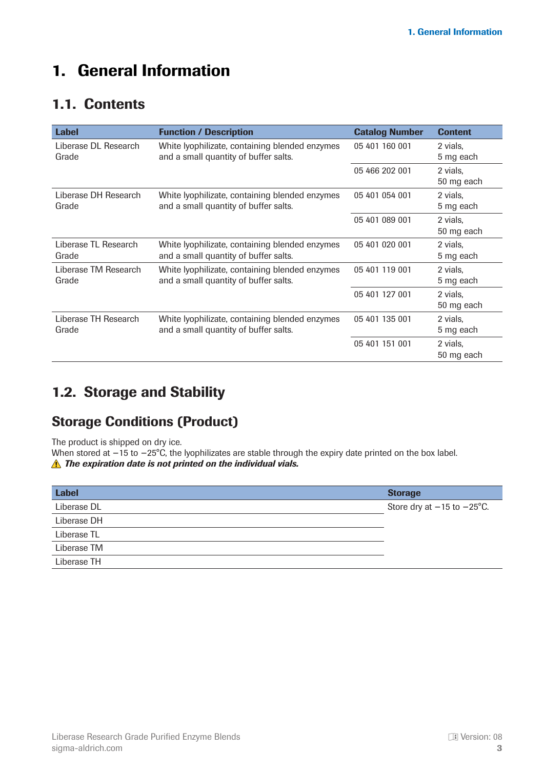# 1. General Information

## 1.1. Contents

| Label | Function / Description | Catalog Number | Content |
|---|---|---|---|
| Liberase DL Research Grade | White lyophilizate, containing blended enzymes and a small quantity of buffer salts. | 05 401 160 001 | 2 vials, 5 mg each |
| | | 05 466 202 001 | 2 vials, 50 mg each |
| Liberase DH Research Grade | White lyophilizate, containing blended enzymes and a small quantity of buffer salts. | 05 401 054 001 | 2 vials, 5 mg each |
| | | 05 401 089 001 | 2 vials, 50 mg each |
| Liberase TL Research Grade | White lyophilizate, containing blended enzymes and a small quantity of buffer salts. | 05 401 020 001 | 2 vials, 5 mg each |
| Liberase TM Research Grade | White lyophilizate, containing blended enzymes and a small quantity of buffer salts. | 05 401 119 001 | 2 vials, 5 mg each |
| | | 05 401 127 001 | 2 vials, 50 mg each |
| Liberase TH Research Grade | White lyophilizate, containing blended enzymes and a small quantity of buffer salts. | 05 401 135 001 | 2 vials, 5 mg each |
| | | 05 401 151 001 | 2 vials, 50 mg each |

## 1.2. Storage and Stability

### Storage Conditions (Product)

The product is shipped on dry ice.
When stored at −15 to −25°C, the lyophilizates are stable through the expiry date printed on the box label.
⚠ ***The expiration date is not printed on the individual vials.***

| Label | Storage |
|---|---|
| Liberase DL | Store dry at −15 to −25°C. |
| Liberase DH | |
| Liberase TL | |
| Liberase TM | |
| Liberase TH | |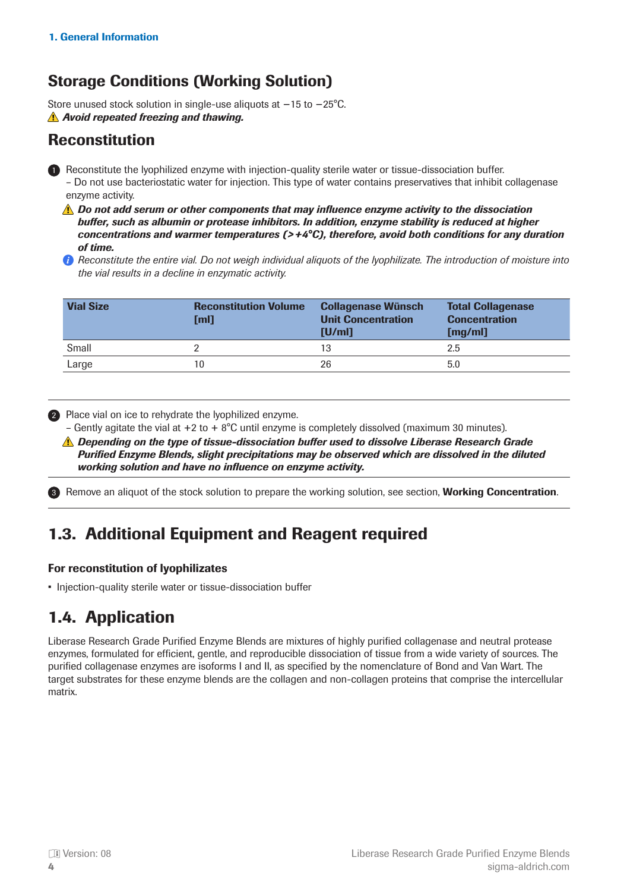## Storage Conditions (Working Solution)

Store unused stock solution in single-use aliquots at −15 to −25°C.
⚠ ***Avoid repeated freezing and thawing.***

## Reconstitution

1. Reconstitute the lyophilized enzyme with injection-quality sterile water or tissue-dissociation buffer.
   – Do not use bacteriostatic water for injection. This type of water contains preservatives that inhibit collagenase enzyme activity.

   ⚠ ***Do not add serum or other components that may influence enzyme activity to the dissociation buffer, such as albumin or protease inhibitors. In addition, enzyme stability is reduced at higher concentrations and warmer temperatures (>+4°C), therefore, avoid both conditions for any duration of time.***

   ℹ *Reconstitute the entire vial. Do not weigh individual aliquots of the lyophilizate. The introduction of moisture into the vial results in a decline in enzymatic activity.*

| Vial Size | Reconstitution Volume [ml] | Collagenase Wünsch Unit Concentration [U/ml] | Total Collagenase Concentration [mg/ml] |
|---|---|---|---|
| Small | 2 | 13 | 2.5 |
| Large | 10 | 26 | 5.0 |

2. Place vial on ice to rehydrate the lyophilized enzyme.
   – Gently agitate the vial at +2 to + 8°C until enzyme is completely dissolved (maximum 30 minutes).

   ⚠ ***Depending on the type of tissue-dissociation buffer used to dissolve Liberase Research Grade Purified Enzyme Blends, slight precipitations may be observed which are dissolved in the diluted working solution and have no influence on enzyme activity.***

3. Remove an aliquot of the stock solution to prepare the working solution, see section, **Working Concentration**.

## 1.3. Additional Equipment and Reagent required

### For reconstitution of lyophilizates

- Injection-quality sterile water or tissue-dissociation buffer

## 1.4. Application

Liberase Research Grade Purified Enzyme Blends are mixtures of highly purified collagenase and neutral protease enzymes, formulated for efficient, gentle, and reproducible dissociation of tissue from a wide variety of sources. The purified collagenase enzymes are isoforms I and II, as specified by the nomenclature of Bond and Van Wart. The target substrates for these enzyme blends are the collagen and non-collagen proteins that comprise the intercellular matrix.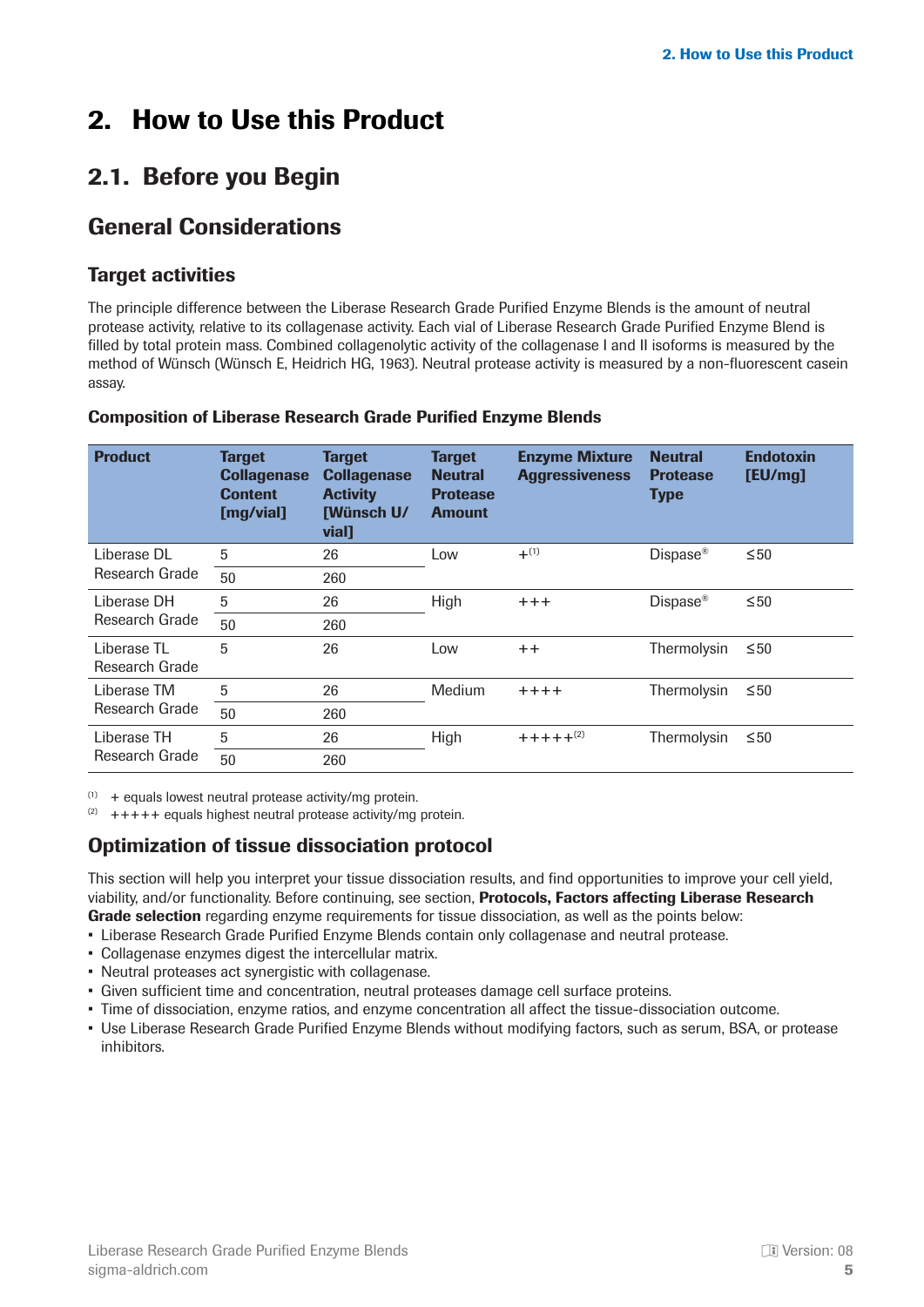# 2. How to Use this Product

## 2.1. Before you Begin

## General Considerations

### Target activities

The principle difference between the Liberase Research Grade Purified Enzyme Blends is the amount of neutral protease activity, relative to its collagenase activity. Each vial of Liberase Research Grade Purified Enzyme Blend is filled by total protein mass. Combined collagenolytic activity of the collagenase I and II isoforms is measured by the method of Wünsch (Wünsch E, Heidrich HG, 1963). Neutral protease activity is measured by a non-fluorescent casein assay.

**Composition of Liberase Research Grade Purified Enzyme Blends**

| Product | Target Collagenase Content [mg/vial] | Target Collagenase Activity [Wünsch U/vial] | Target Neutral Protease Amount | Enzyme Mixture Aggressiveness | Neutral Protease Type | Endotoxin [EU/mg] |
|---|---|---|---|---|---|---|
| Liberase DL Research Grade | 5 | 26 | Low | +[(1)] | Dispase® | ≤50 |
| | 50 | 260 | | | | |
| Liberase DH Research Grade | 5 | 26 | High | +++ | Dispase® | ≤50 |
| | 50 | 260 | | | | |
| Liberase TL Research Grade | 5 | 26 | Low | ++ | Thermolysin | ≤50 |
| Liberase TM Research Grade | 5 | 26 | Medium | ++++ | Thermolysin | ≤50 |
| | 50 | 260 | | | | |
| Liberase TH Research Grade | 5 | 26 | High | +++++[(2)] | Thermolysin | ≤50 |
| | 50 | 260 | | | | |

(1) + equals lowest neutral protease activity/mg protein.
(2) +++++ equals highest neutral protease activity/mg protein.

### Optimization of tissue dissociation protocol

This section will help you interpret your tissue dissociation results, and find opportunities to improve your cell yield, viability, and/or functionality. Before continuing, see section, **Protocols, Factors affecting Liberase Research Grade selection** regarding enzyme requirements for tissue dissociation, as well as the points below:

- Liberase Research Grade Purified Enzyme Blends contain only collagenase and neutral protease.
- Collagenase enzymes digest the intercellular matrix.
- Neutral proteases act synergistic with collagenase.
- Given sufficient time and concentration, neutral proteases damage cell surface proteins.
- Time of dissociation, enzyme ratios, and enzyme concentration all affect the tissue-dissociation outcome.
- Use Liberase Research Grade Purified Enzyme Blends without modifying factors, such as serum, BSA, or protease inhibitors.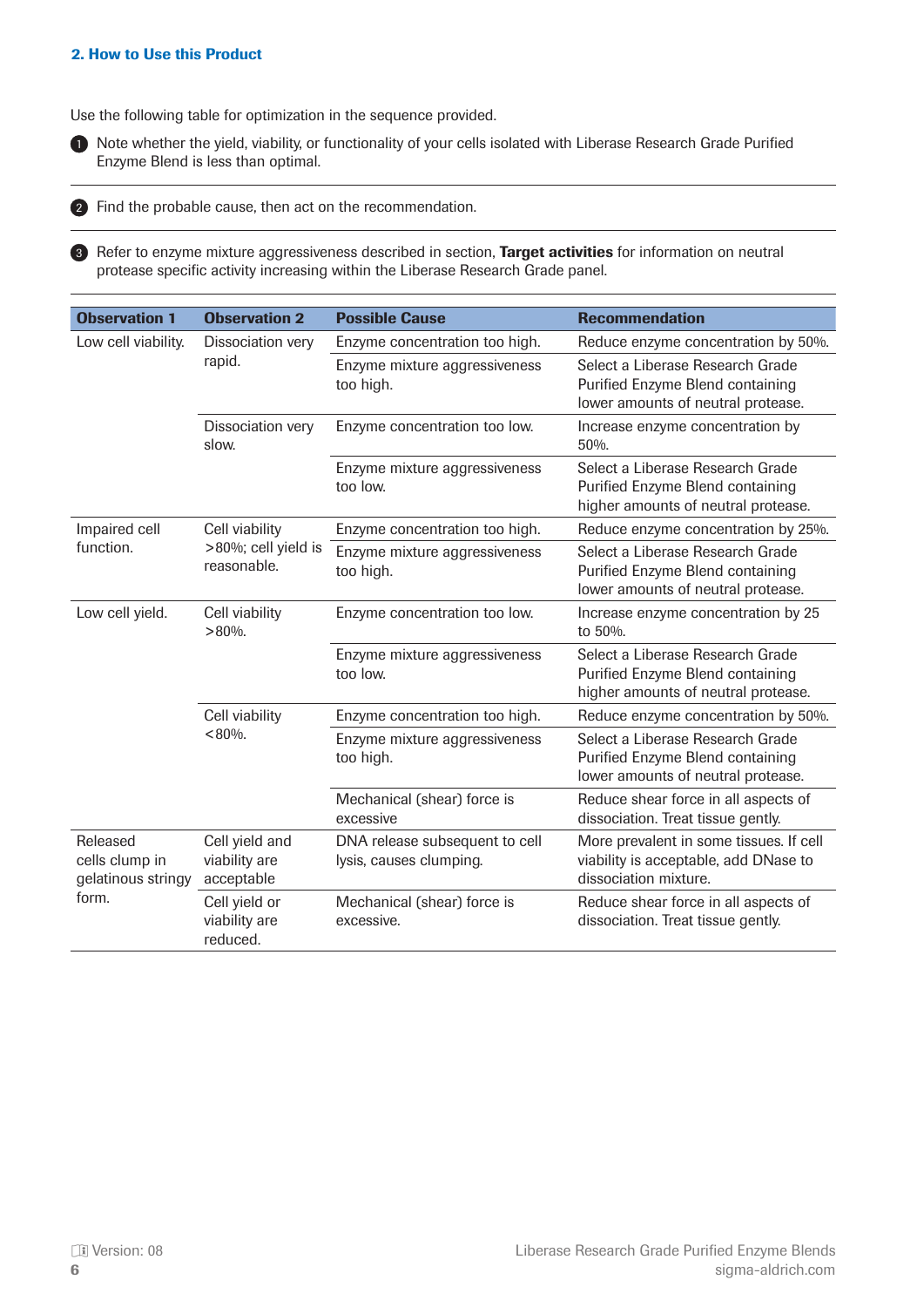## 2. How to Use this Product

Use the following table for optimization in the sequence provided.

1. Note whether the yield, viability, or functionality of your cells isolated with Liberase Research Grade Purified Enzyme Blend is less than optimal.

2. Find the probable cause, then act on the recommendation.

3. Refer to enzyme mixture aggressiveness described in section, **Target activities** for information on neutral protease specific activity increasing within the Liberase Research Grade panel.

| Observation 1 | Observation 2 | Possible Cause | Recommendation |
|---|---|---|---|
| Low cell viability. | Dissociation very rapid. | Enzyme concentration too high. | Reduce enzyme concentration by 50%. |
| | | Enzyme mixture aggressiveness too high. | Select a Liberase Research Grade Purified Enzyme Blend containing lower amounts of neutral protease. |
| | Dissociation very slow. | Enzyme concentration too low. | Increase enzyme concentration by 50%. |
| | | Enzyme mixture aggressiveness too low. | Select a Liberase Research Grade Purified Enzyme Blend containing higher amounts of neutral protease. |
| Impaired cell function. | Cell viability >80%; cell yield is reasonable. | Enzyme concentration too high. | Reduce enzyme concentration by 25%. |
| | | Enzyme mixture aggressiveness too high. | Select a Liberase Research Grade Purified Enzyme Blend containing lower amounts of neutral protease. |
| Low cell yield. | Cell viability >80%. | Enzyme concentration too low. | Increase enzyme concentration by 25 to 50%. |
| | | Enzyme mixture aggressiveness too low. | Select a Liberase Research Grade Purified Enzyme Blend containing higher amounts of neutral protease. |
| | Cell viability <80%. | Enzyme concentration too high. | Reduce enzyme concentration by 50%. |
| | | Enzyme mixture aggressiveness too high. | Select a Liberase Research Grade Purified Enzyme Blend containing lower amounts of neutral protease. |
| | | Mechanical (shear) force is excessive | Reduce shear force in all aspects of dissociation. Treat tissue gently. |
| Released cells clump in gelatinous stringy form. | Cell yield and viability are acceptable | DNA release subsequent to cell lysis, causes clumping. | More prevalent in some tissues. If cell viability is acceptable, add DNase to dissociation mixture. |
| | Cell yield or viability are reduced. | Mechanical (shear) force is excessive. | Reduce shear force in all aspects of dissociation. Treat tissue gently. |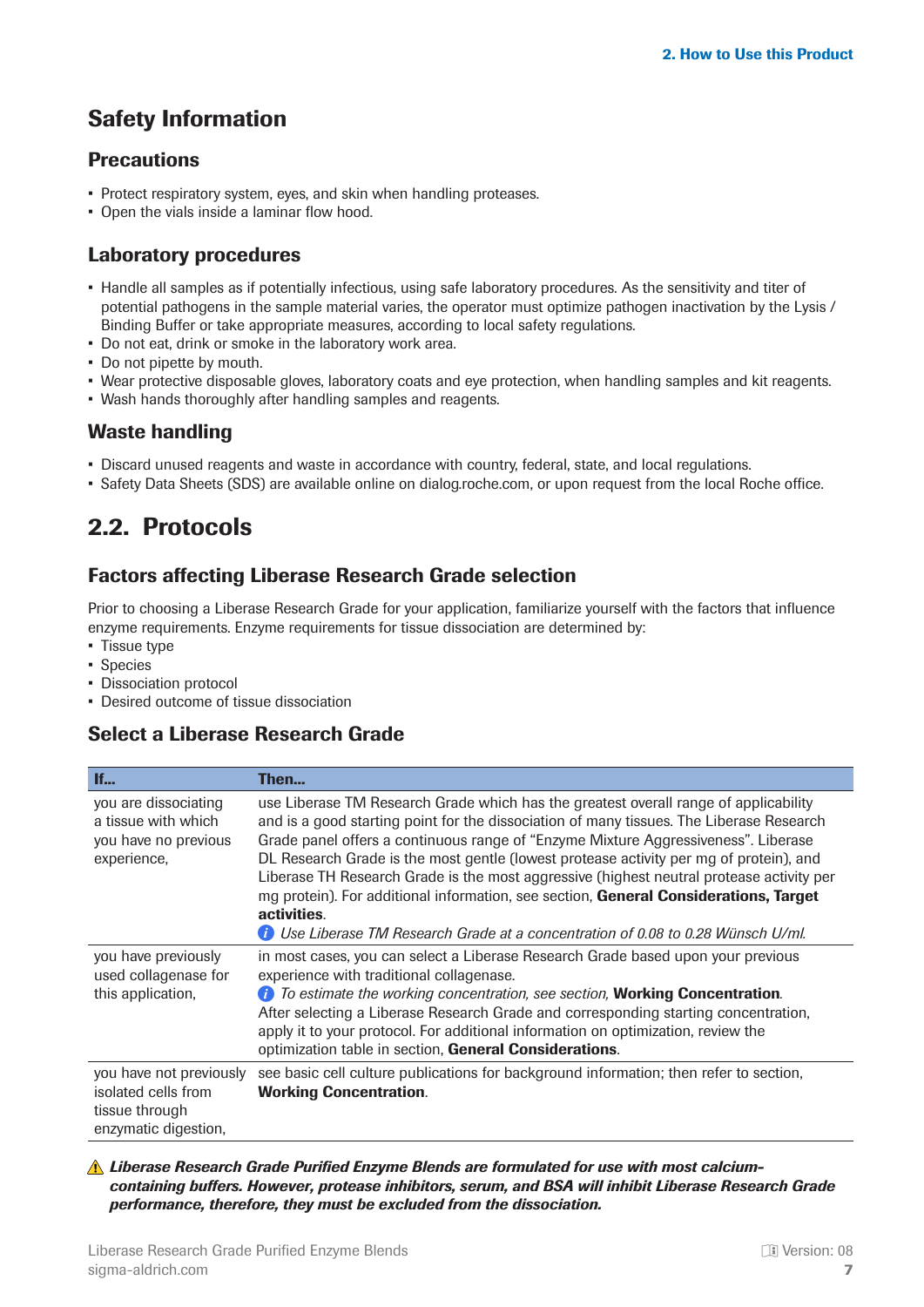## Safety Information

### Precautions

- Protect respiratory system, eyes, and skin when handling proteases.
- Open the vials inside a laminar flow hood.

### Laboratory procedures

- Handle all samples as if potentially infectious, using safe laboratory procedures. As the sensitivity and titer of potential pathogens in the sample material varies, the operator must optimize pathogen inactivation by the Lysis / Binding Buffer or take appropriate measures, according to local safety regulations.
- Do not eat, drink or smoke in the laboratory work area.
- Do not pipette by mouth.
- Wear protective disposable gloves, laboratory coats and eye protection, when handling samples and kit reagents.
- Wash hands thoroughly after handling samples and reagents.

### Waste handling

- Discard unused reagents and waste in accordance with country, federal, state, and local regulations.
- Safety Data Sheets (SDS) are available online on dialog.roche.com, or upon request from the local Roche office.

## 2.2. Protocols

### Factors affecting Liberase Research Grade selection

Prior to choosing a Liberase Research Grade for your application, familiarize yourself with the factors that influence enzyme requirements. Enzyme requirements for tissue dissociation are determined by:

- Tissue type
- Species
- Dissociation protocol
- Desired outcome of tissue dissociation

### Select a Liberase Research Grade

| If... | Then... |
|---|---|
| you are dissociating a tissue with which you have no previous experience, | use Liberase TM Research Grade which has the greatest overall range of applicability and is a good starting point for the dissociation of many tissues. The Liberase Research Grade panel offers a continuous range of "Enzyme Mixture Aggressiveness". Liberase DL Research Grade is the most gentle (lowest protease activity per mg of protein), and Liberase TH Research Grade is the most aggressive (highest neutral protease activity per mg protein). For additional information, see section, **General Considerations, Target activities**. *Use Liberase TM Research Grade at a concentration of 0.08 to 0.28 Wünsch U/ml.* |
| you have previously used collagenase for this application, | in most cases, you can select a Liberase Research Grade based upon your previous experience with traditional collagenase. *To estimate the working concentration, see section,* **Working Concentration**. After selecting a Liberase Research Grade and corresponding starting concentration, apply it to your protocol. For additional information on optimization, review the optimization table in section, **General Considerations**. |
| you have not previously isolated cells from tissue through enzymatic digestion, | see basic cell culture publications for background information; then refer to section, **Working Concentration**. |

⚠ ***Liberase Research Grade Purified Enzyme Blends are formulated for use with most calcium-containing buffers. However, protease inhibitors, serum, and BSA will inhibit Liberase Research Grade performance, therefore, they must be excluded from the dissociation.***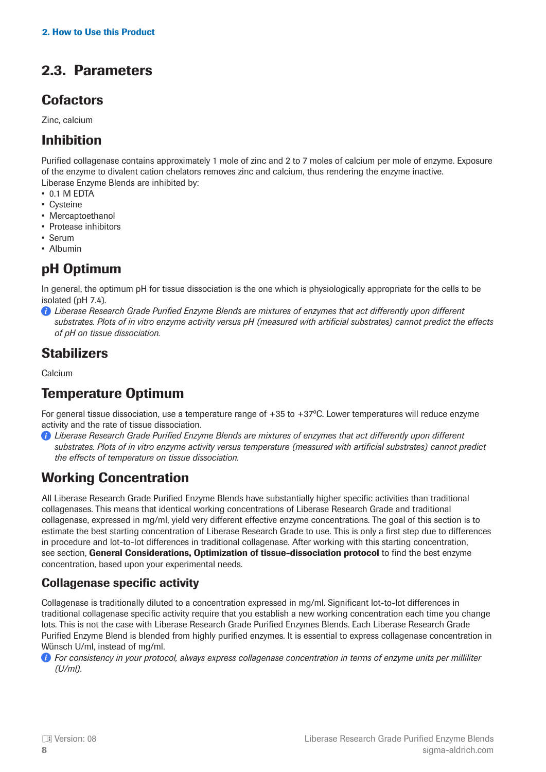## 2.3. Parameters

### Cofactors

Zinc, calcium

### Inhibition

Purified collagenase contains approximately 1 mole of zinc and 2 to 7 moles of calcium per mole of enzyme. Exposure of the enzyme to divalent cation chelators removes zinc and calcium, thus rendering the enzyme inactive.
Liberase Enzyme Blends are inhibited by:

- 0.1 M EDTA
- Cysteine
- Mercaptoethanol
- Protease inhibitors
- Serum
- Albumin

### pH Optimum

In general, the optimum pH for tissue dissociation is the one which is physiologically appropriate for the cells to be isolated (pH 7.4).

*Liberase Research Grade Purified Enzyme Blends are mixtures of enzymes that act differently upon different substrates. Plots of in vitro enzyme activity versus pH (measured with artificial substrates) cannot predict the effects of pH on tissue dissociation.*

### Stabilizers

Calcium

### Temperature Optimum

For general tissue dissociation, use a temperature range of +35 to +37°C. Lower temperatures will reduce enzyme activity and the rate of tissue dissociation.

*Liberase Research Grade Purified Enzyme Blends are mixtures of enzymes that act differently upon different substrates. Plots of in vitro enzyme activity versus temperature (measured with artificial substrates) cannot predict the effects of temperature on tissue dissociation.*

### Working Concentration

All Liberase Research Grade Purified Enzyme Blends have substantially higher specific activities than traditional collagenases. This means that identical working concentrations of Liberase Research Grade and traditional collagenase, expressed in mg/ml, yield very different effective enzyme concentrations. The goal of this section is to estimate the best starting concentration of Liberase Research Grade to use. This is only a first step due to differences in procedure and lot-to-lot differences in traditional collagenase. After working with this starting concentration, see section, **General Considerations, Optimization of tissue-dissociation protocol** to find the best enzyme concentration, based upon your experimental needs.

#### Collagenase specific activity

Collagenase is traditionally diluted to a concentration expressed in mg/ml. Significant lot-to-lot differences in traditional collagenase specific activity require that you establish a new working concentration each time you change lots. This is not the case with Liberase Research Grade Purified Enzymes Blends. Each Liberase Research Grade Purified Enzyme Blend is blended from highly purified enzymes. It is essential to express collagenase concentration in Wünsch U/ml, instead of mg/ml.

*For consistency in your protocol, always express collagenase concentration in terms of enzyme units per milliliter (U/ml).*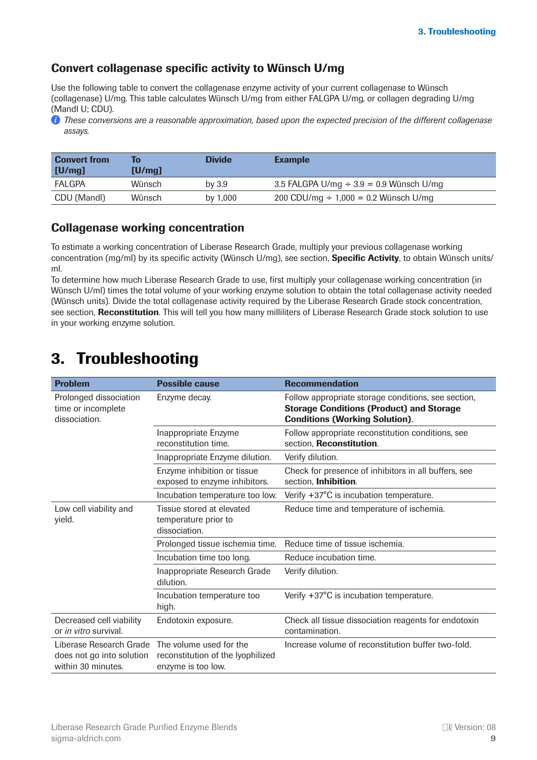## Convert collagenase specific activity to Wünsch U/mg

Use the following table to convert the collagenase enzyme activity of your current collagenase to Wünsch (collagenase) U/mg. This table calculates Wünsch U/mg from either FALGPA U/mg, or collagen degrading U/mg (Mandl U; CDU).

*These conversions are a reasonable approximation, based upon the expected precision of the different collagenase assays.*

| Convert from [U/mg] | To [U/mg] | Divide | Example |
|---|---|---|---|
| FALGPA | Wünsch | by 3.9 | 3.5 FALGPA U/mg ÷ 3.9 = 0.9 Wünsch U/mg |
| CDU (Mandl) | Wünsch | by 1,000 | 200 CDU/mg ÷ 1,000 = 0.2 Wünsch U/mg |

## Collagenase working concentration

To estimate a working concentration of Liberase Research Grade, multiply your previous collagenase working concentration (mg/ml) by its specific activity (Wünsch U/mg), see section, **Specific Activity**, to obtain Wünsch units/ml.
To determine how much Liberase Research Grade to use, first multiply your collagenase working concentration (in Wünsch U/ml) times the total volume of your working enzyme solution to obtain the total collagenase activity needed (Wünsch units). Divide the total collagenase activity required by the Liberase Research Grade stock concentration, see section, **Reconstitution**. This will tell you how many milliliters of Liberase Research Grade stock solution to use in your working enzyme solution.

# 3. Troubleshooting

| Problem | Possible cause | Recommendation |
|---|---|---|
| Prolonged dissociation time or incomplete dissociation. | Enzyme decay. | Follow appropriate storage conditions, see section, **Storage Conditions (Product) and Storage Conditions (Working Solution)**. |
| | Inappropriate Enzyme reconstitution time. | Follow appropriate reconstitution conditions, see section, **Reconstitution**. |
| | Inappropriate Enzyme dilution. | Verify dilution. |
| | Enzyme inhibition or tissue exposed to enzyme inhibitors. | Check for presence of inhibitors in all buffers, see section, **Inhibition**. |
| | Incubation temperature too low. | Verify +37°C is incubation temperature. |
| Low cell viability and yield. | Tissue stored at elevated temperature prior to dissociation. | Reduce time and temperature of ischemia. |
| | Prolonged tissue ischemia time. | Reduce time of tissue ischemia. |
| | Incubation time too long. | Reduce incubation time. |
| | Inappropriate Research Grade dilution. | Verify dilution. |
| | Incubation temperature too high. | Verify +37°C is incubation temperature. |
| Decreased cell viability or *in vitro* survival. | Endotoxin exposure. | Check all tissue dissociation reagents for endotoxin contamination. |
| Liberase Research Grade does not go into solution within 30 minutes. | The volume used for the reconstitution of the lyophilized enzyme is too low. | Increase volume of reconstitution buffer two-fold. |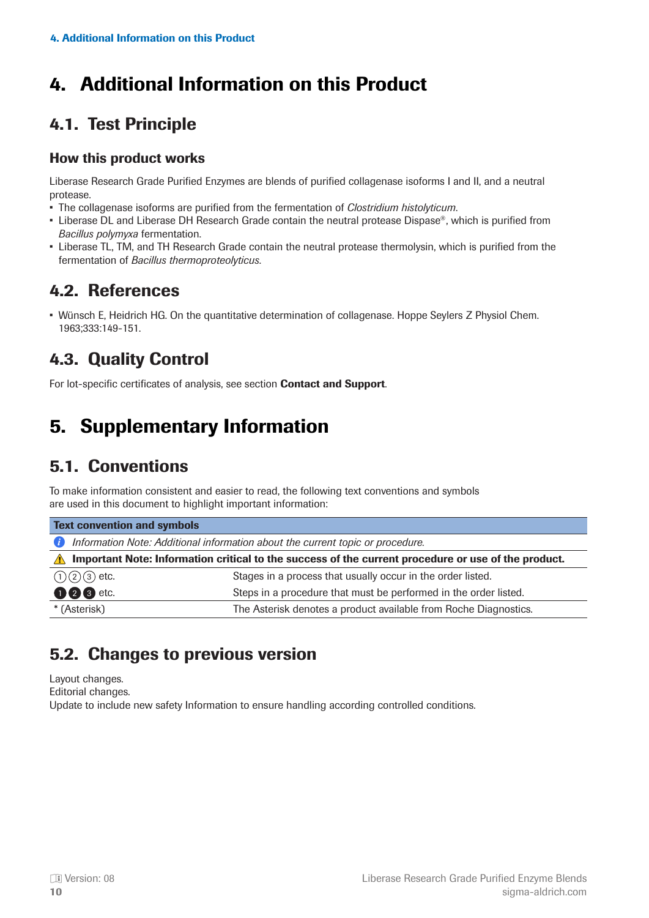# 4. Additional Information on this Product

## 4.1. Test Principle

### How this product works

Liberase Research Grade Purified Enzymes are blends of purified collagenase isoforms I and II, and a neutral protease.

- The collagenase isoforms are purified from the fermentation of *Clostridium histolyticum*.
- Liberase DL and Liberase DH Research Grade contain the neutral protease Dispase®, which is purified from *Bacillus polymyxa* fermentation.
- Liberase TL, TM, and TH Research Grade contain the neutral protease thermolysin, which is purified from the fermentation of *Bacillus thermoproteolyticus*.

## 4.2. References

- Wünsch E, Heidrich HG. On the quantitative determination of collagenase. Hoppe Seylers Z Physiol Chem. 1963;333:149-151.

## 4.3. Quality Control

For lot-specific certificates of analysis, see section **Contact and Support**.

# 5. Supplementary Information

## 5.1. Conventions

To make information consistent and easier to read, the following text conventions and symbols are used in this document to highlight important information:

| Text convention and symbols | |
|---|---|
| ℹ *Information Note: Additional information about the current topic or procedure.* | |
| ⚠ **Important Note: Information critical to the success of the current procedure or use of the product.** | |
| ①②③ etc. | Stages in a process that usually occur in the order listed. |
| ❶❷❸ etc. | Steps in a procedure that must be performed in the order listed. |
| * (Asterisk) | The Asterisk denotes a product available from Roche Diagnostics. |

## 5.2. Changes to previous version

Layout changes.
Editorial changes.
Update to include new safety Information to ensure handling according controlled conditions.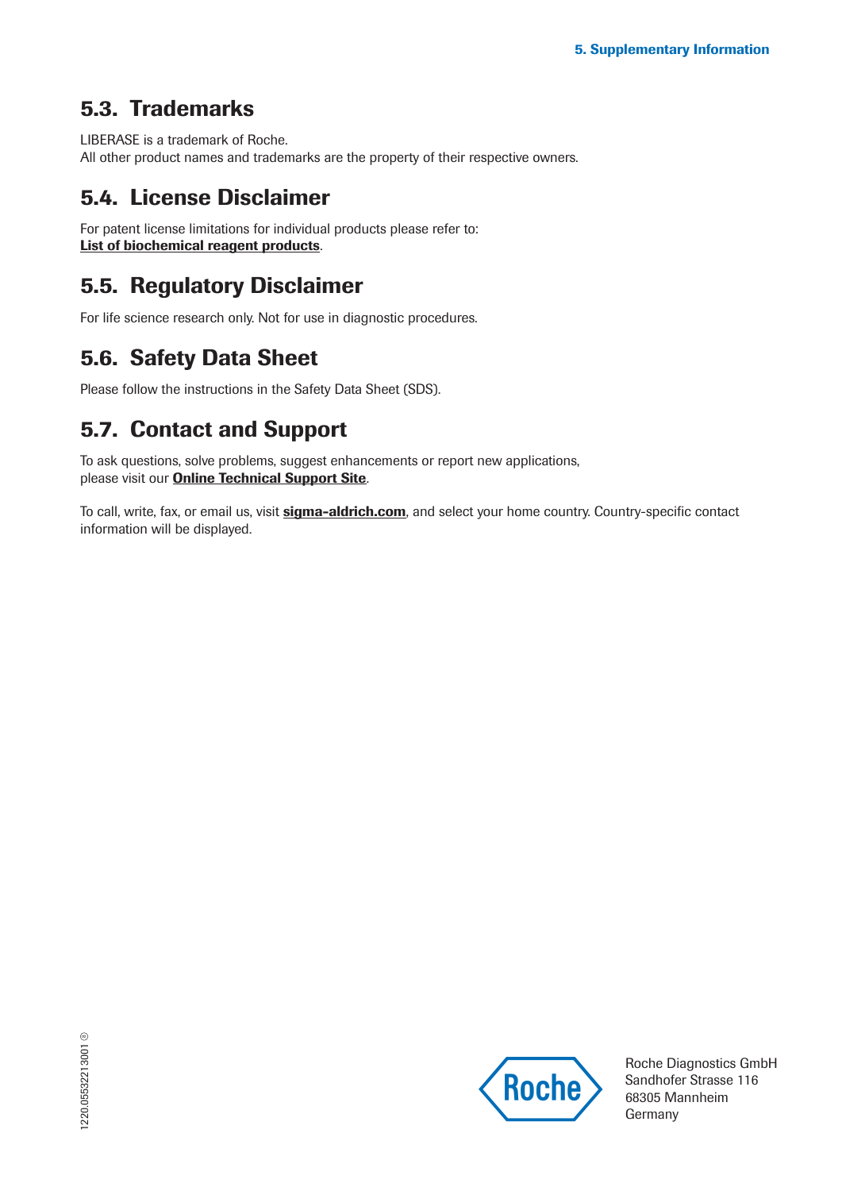## 5.3. Trademarks

LIBERASE is a trademark of Roche.
All other product names and trademarks are the property of their respective owners.

## 5.4. License Disclaimer

For patent license limitations for individual products please refer to:
**List of biochemical reagent products**.

## 5.5. Regulatory Disclaimer

For life science research only. Not for use in diagnostic procedures.

## 5.6. Safety Data Sheet

Please follow the instructions in the Safety Data Sheet (SDS).

## 5.7. Contact and Support

To ask questions, solve problems, suggest enhancements or report new applications, please visit our **Online Technical Support Site**.

To call, write, fax, or email us, visit **sigma-aldrich.com**, and select your home country. Country-specific contact information will be displayed.

1220.05532213001 ⑧

Roche Diagnostics GmbH
Sandhofer Strasse 116
68305 Mannheim
Germany